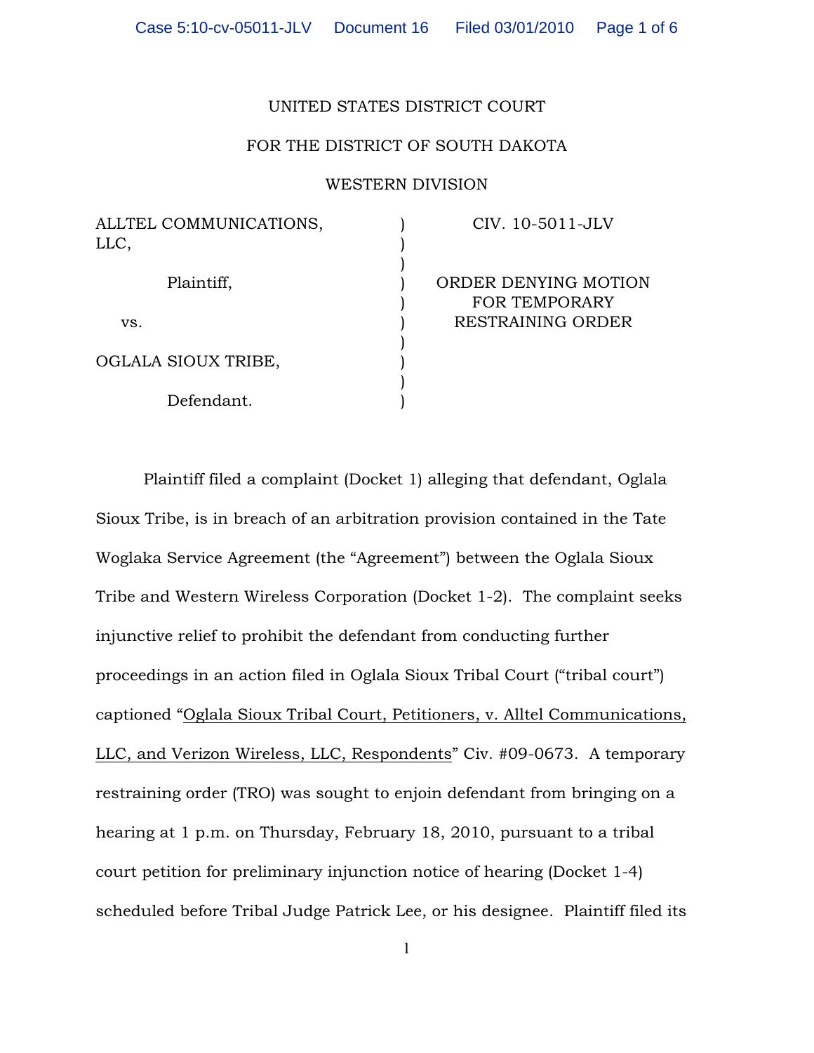UNITED STATES DISTRICT COURT

FOR THE DISTRICT OF SOUTH DAKOTA

WESTERN DIVISION

| | | |
|---|---|---|
| ALLTEL COMMUNICATIONS, LLC, | ) | CIV. 10-5011-JLV |
| Plaintiff, | ) | ORDER DENYING MOTION FOR TEMPORARY RESTRAINING ORDER |
| vs. | ) | |
| OGLALA SIOUX TRIBE, | ) | |
| Defendant. | ) | |

Plaintiff filed a complaint (Docket 1) alleging that defendant, Oglala Sioux Tribe, is in breach of an arbitration provision contained in the Tate Woglaka Service Agreement (the "Agreement") between the Oglala Sioux Tribe and Western Wireless Corporation (Docket 1-2). The complaint seeks injunctive relief to prohibit the defendant from conducting further proceedings in an action filed in Oglala Sioux Tribal Court ("tribal court") captioned "Oglala Sioux Tribal Court, Petitioners, v. Alltel Communications, LLC, and Verizon Wireless, LLC, Respondents" Civ. #09-0673. A temporary restraining order (TRO) was sought to enjoin defendant from bringing on a hearing at 1 p.m. on Thursday, February 18, 2010, pursuant to a tribal court petition for preliminary injunction notice of hearing (Docket 1-4) scheduled before Tribal Judge Patrick Lee, or his designee. Plaintiff filed its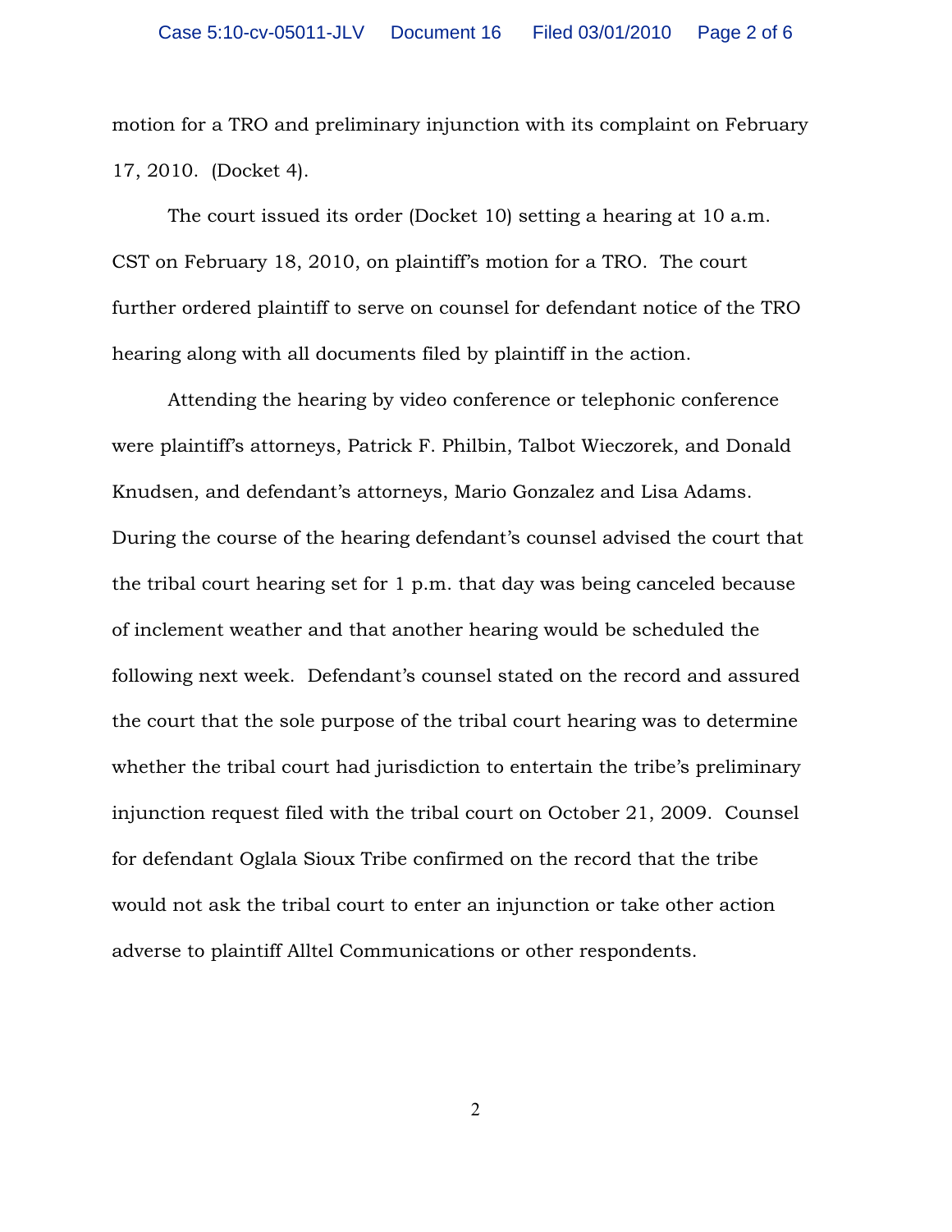motion for a TRO and preliminary injunction with its complaint on February 17, 2010. (Docket 4).

The court issued its order (Docket 10) setting a hearing at 10 a.m. CST on February 18, 2010, on plaintiff's motion for a TRO. The court further ordered plaintiff to serve on counsel for defendant notice of the TRO hearing along with all documents filed by plaintiff in the action.

Attending the hearing by video conference or telephonic conference were plaintiff's attorneys, Patrick F. Philbin, Talbot Wieczorek, and Donald Knudsen, and defendant's attorneys, Mario Gonzalez and Lisa Adams. During the course of the hearing defendant's counsel advised the court that the tribal court hearing set for 1 p.m. that day was being canceled because of inclement weather and that another hearing would be scheduled the following next week. Defendant's counsel stated on the record and assured the court that the sole purpose of the tribal court hearing was to determine whether the tribal court had jurisdiction to entertain the tribe's preliminary injunction request filed with the tribal court on October 21, 2009. Counsel for defendant Oglala Sioux Tribe confirmed on the record that the tribe would not ask the tribal court to enter an injunction or take other action adverse to plaintiff Alltel Communications or other respondents.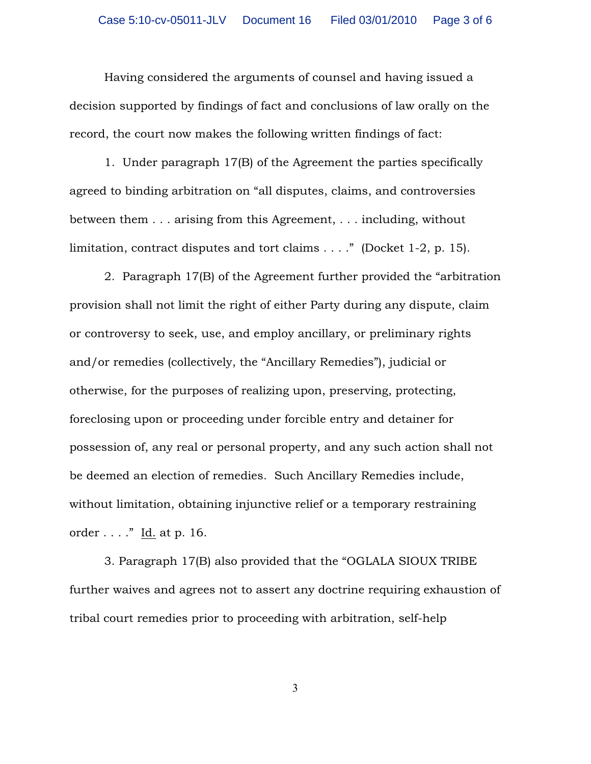Having considered the arguments of counsel and having issued a decision supported by findings of fact and conclusions of law orally on the record, the court now makes the following written findings of fact:

1. Under paragraph 17(B) of the Agreement the parties specifically agreed to binding arbitration on "all disputes, claims, and controversies between them . . . arising from this Agreement, . . . including, without limitation, contract disputes and tort claims . . . ." (Docket 1-2, p. 15).

2. Paragraph 17(B) of the Agreement further provided the "arbitration provision shall not limit the right of either Party during any dispute, claim or controversy to seek, use, and employ ancillary, or preliminary rights and/or remedies (collectively, the "Ancillary Remedies"), judicial or otherwise, for the purposes of realizing upon, preserving, protecting, foreclosing upon or proceeding under forcible entry and detainer for possession of, any real or personal property, and any such action shall not be deemed an election of remedies. Such Ancillary Remedies include, without limitation, obtaining injunctive relief or a temporary restraining order . . . ." Id. at p. 16.

3. Paragraph 17(B) also provided that the "OGLALA SIOUX TRIBE further waives and agrees not to assert any doctrine requiring exhaustion of tribal court remedies prior to proceeding with arbitration, self-help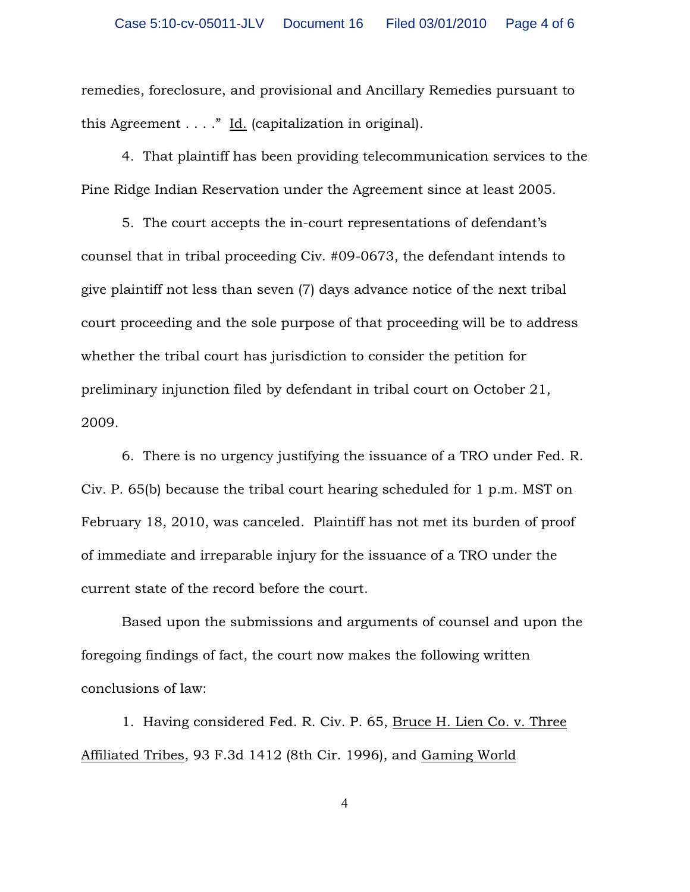remedies, foreclosure, and provisional and Ancillary Remedies pursuant to this Agreement . . . ." Id. (capitalization in original).

4. That plaintiff has been providing telecommunication services to the Pine Ridge Indian Reservation under the Agreement since at least 2005.

5. The court accepts the in-court representations of defendant's counsel that in tribal proceeding Civ. #09-0673, the defendant intends to give plaintiff not less than seven (7) days advance notice of the next tribal court proceeding and the sole purpose of that proceeding will be to address whether the tribal court has jurisdiction to consider the petition for preliminary injunction filed by defendant in tribal court on October 21, 2009.

6. There is no urgency justifying the issuance of a TRO under Fed. R. Civ. P. 65(b) because the tribal court hearing scheduled for 1 p.m. MST on February 18, 2010, was canceled. Plaintiff has not met its burden of proof of immediate and irreparable injury for the issuance of a TRO under the current state of the record before the court.

Based upon the submissions and arguments of counsel and upon the foregoing findings of fact, the court now makes the following written conclusions of law:

1. Having considered Fed. R. Civ. P. 65, Bruce H. Lien Co. v. Three Affiliated Tribes, 93 F.3d 1412 (8th Cir. 1996), and Gaming World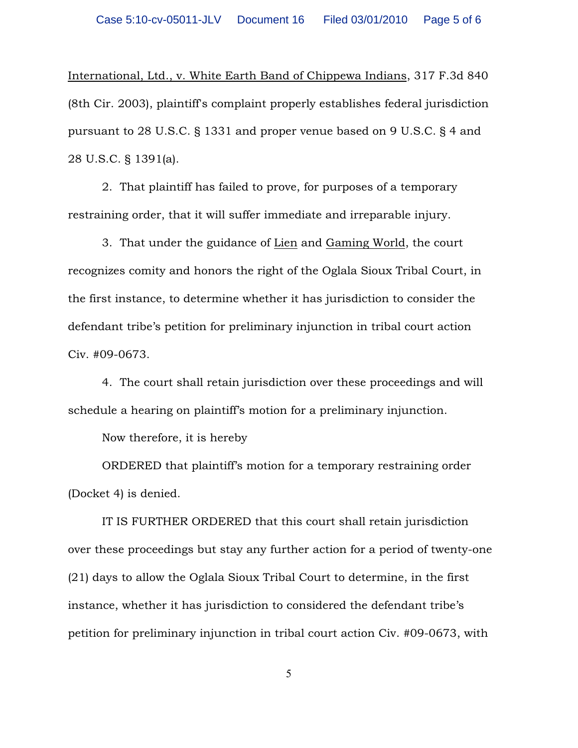International, Ltd., v. White Earth Band of Chippewa Indians, 317 F.3d 840 (8th Cir. 2003), plaintiff's complaint properly establishes federal jurisdiction pursuant to 28 U.S.C. § 1331 and proper venue based on 9 U.S.C. § 4 and 28 U.S.C. § 1391(a).

2. That plaintiff has failed to prove, for purposes of a temporary restraining order, that it will suffer immediate and irreparable injury.

3. That under the guidance of Lien and Gaming World, the court recognizes comity and honors the right of the Oglala Sioux Tribal Court, in the first instance, to determine whether it has jurisdiction to consider the defendant tribe's petition for preliminary injunction in tribal court action Civ. #09-0673.

4. The court shall retain jurisdiction over these proceedings and will schedule a hearing on plaintiff's motion for a preliminary injunction.

Now therefore, it is hereby

ORDERED that plaintiff's motion for a temporary restraining order (Docket 4) is denied.

IT IS FURTHER ORDERED that this court shall retain jurisdiction over these proceedings but stay any further action for a period of twenty-one (21) days to allow the Oglala Sioux Tribal Court to determine, in the first instance, whether it has jurisdiction to considered the defendant tribe's petition for preliminary injunction in tribal court action Civ. #09-0673, with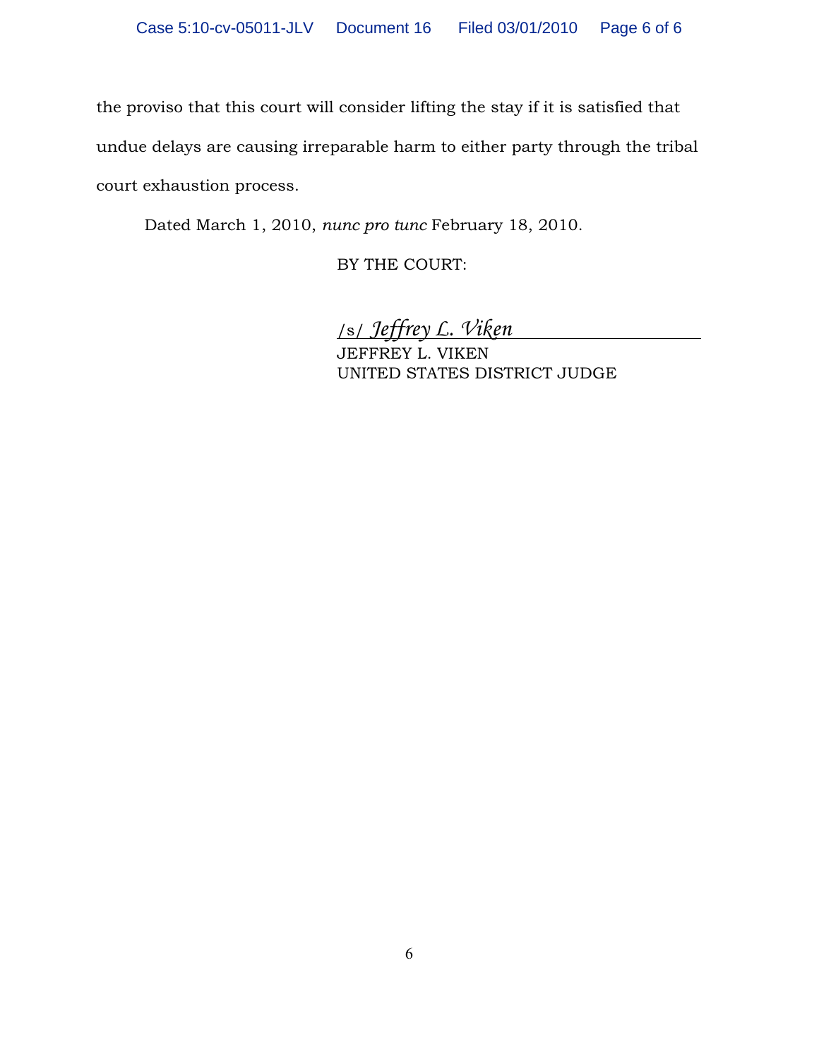the proviso that this court will consider lifting the stay if it is satisfied that undue delays are causing irreparable harm to either party through the tribal court exhaustion process.

Dated March 1, 2010, *nunc pro tunc* February 18, 2010.

BY THE COURT:

/s/ *Jeffrey L. Viken*
JEFFREY L. VIKEN
UNITED STATES DISTRICT JUDGE